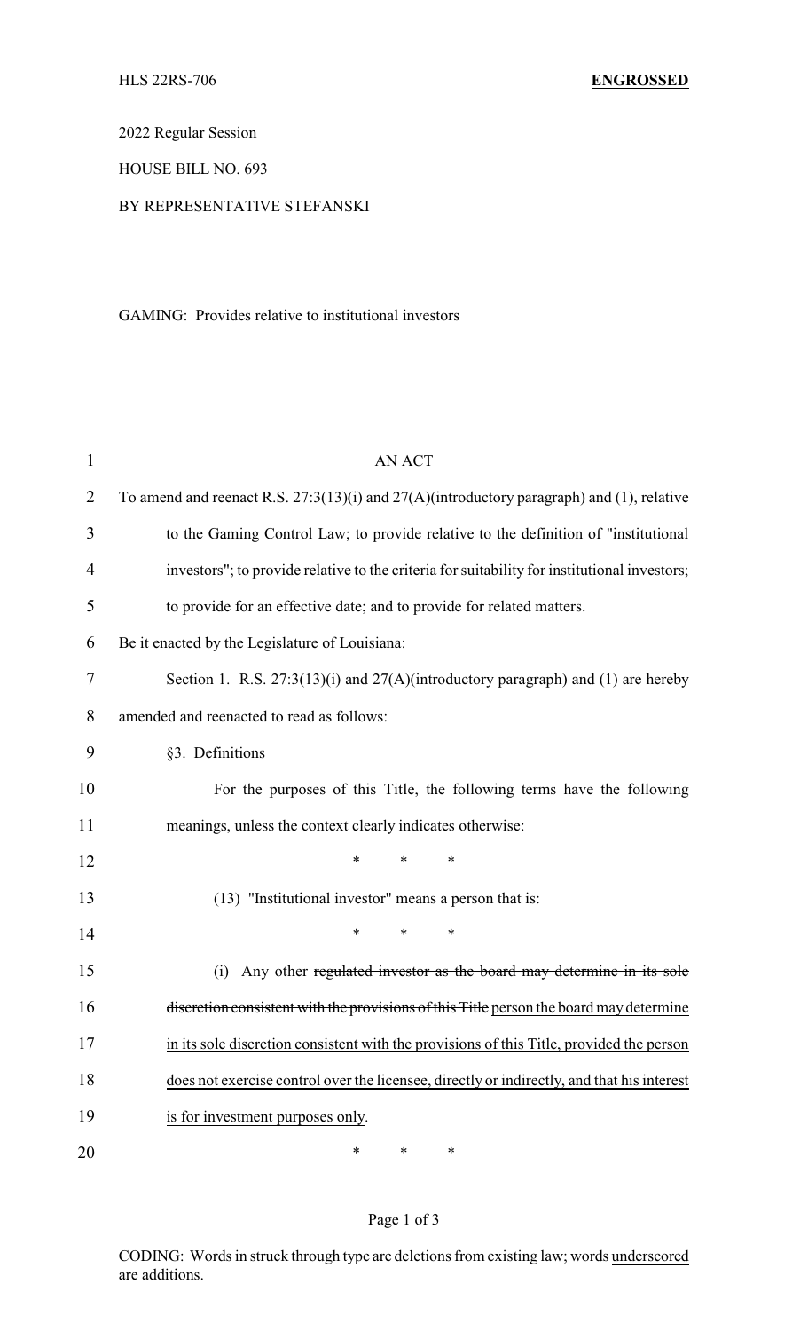HLS 22RS-706 **ENGROSSED**

2022 Regular Session

HOUSE BILL NO. 693

BY REPRESENTATIVE STEFANSKI

GAMING: Provides relative to institutional investors

AN ACT

To amend and reenact R.S. 27:3(13)(i) and 27(A)(introductory paragraph) and (1), relative to the Gaming Control Law; to provide relative to the definition of "institutional investors"; to provide relative to the criteria for suitability for institutional investors; to provide for an effective date; and to provide for related matters.

Be it enacted by the Legislature of Louisiana:

Section 1. R.S. 27:3(13)(i) and 27(A)(introductory paragraph) and (1) are hereby amended and reenacted to read as follows:

§3. Definitions

For the purposes of this Title, the following terms have the following meanings, unless the context clearly indicates otherwise:

\* \* \*

(13) "Institutional investor" means a person that is:

\* \* \*

(i) Any other ~~regulated investor as the board may determine in its sole discretion consistent with the provisions of this Title~~ <u>person the board may determine in its sole discretion consistent with the provisions of this Title, provided the person does not exercise control over the licensee, directly or indirectly, and that his interest is for investment purposes only</u>.

\* \* \*

CODING: Words in ~~struck through~~ type are deletions from existing law; words <u>underscored</u> are additions.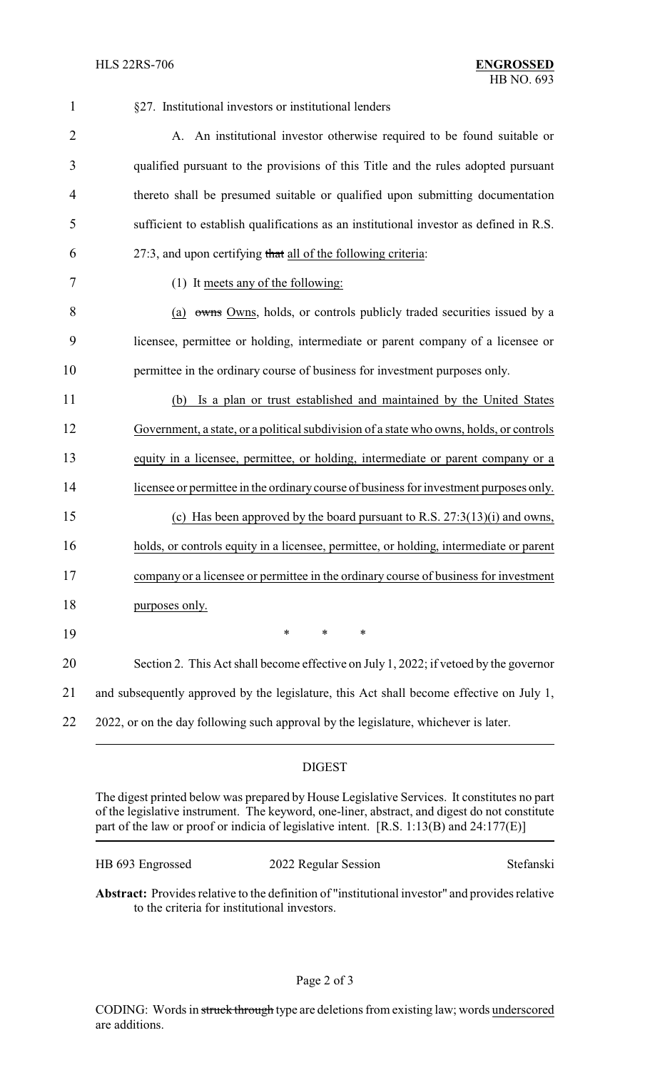§27. Institutional investors or institutional lenders

A. An institutional investor otherwise required to be found suitable or qualified pursuant to the provisions of this Title and the rules adopted pursuant thereto shall be presumed suitable or qualified upon submitting documentation sufficient to establish qualifications as an institutional investor as defined in R.S. 27:3, and upon certifying ~~that~~ all of the following criteria:

(1) It meets any of the following:

(a) ~~owns~~ Owns, holds, or controls publicly traded securities issued by a licensee, permittee or holding, intermediate or parent company of a licensee or permittee in the ordinary course of business for investment purposes only.

(b) Is a plan or trust established and maintained by the United States Government, a state, or a political subdivision of a state who owns, holds, or controls equity in a licensee, permittee, or holding, intermediate or parent company or a licensee or permittee in the ordinary course of business for investment purposes only.

(c) Has been approved by the board pursuant to R.S. 27:3(13)(i) and owns, holds, or controls equity in a licensee, permittee, or holding, intermediate or parent company or a licensee or permittee in the ordinary course of business for investment purposes only.

\* \* \*

Section 2. This Act shall become effective on July 1, 2022; if vetoed by the governor and subsequently approved by the legislature, this Act shall become effective on July 1, 2022, or on the day following such approval by the legislature, whichever is later.

## DIGEST

The digest printed below was prepared by House Legislative Services. It constitutes no part of the legislative instrument. The keyword, one-liner, abstract, and digest do not constitute part of the law or proof or indicia of legislative intent. [R.S. 1:13(B) and 24:177(E)]

HB 693 Engrossed | 2022 Regular Session | Stefanski

**Abstract:** Provides relative to the definition of "institutional investor" and provides relative to the criteria for institutional investors.

CODING: Words in ~~struck through~~ type are deletions from existing law; words underscored are additions.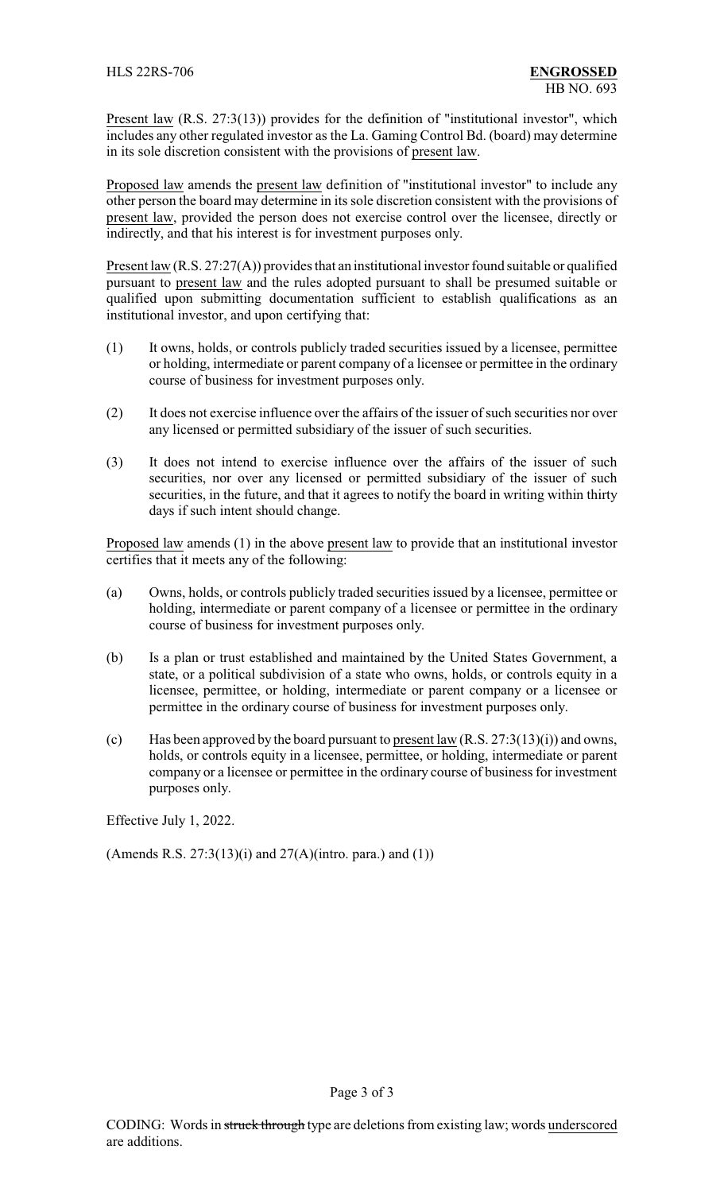Present law (R.S. 27:3(13)) provides for the definition of "institutional investor", which includes any other regulated investor as the La. Gaming Control Bd. (board) may determine in its sole discretion consistent with the provisions of present law.

Proposed law amends the present law definition of "institutional investor" to include any other person the board may determine in its sole discretion consistent with the provisions of present law, provided the person does not exercise control over the licensee, directly or indirectly, and that his interest is for investment purposes only.

Present law (R.S. 27:27(A)) provides that an institutional investor found suitable or qualified pursuant to present law and the rules adopted pursuant to shall be presumed suitable or qualified upon submitting documentation sufficient to establish qualifications as an institutional investor, and upon certifying that:

(1) It owns, holds, or controls publicly traded securities issued by a licensee, permittee or holding, intermediate or parent company of a licensee or permittee in the ordinary course of business for investment purposes only.

(2) It does not exercise influence over the affairs of the issuer of such securities nor over any licensed or permitted subsidiary of the issuer of such securities.

(3) It does not intend to exercise influence over the affairs of the issuer of such securities, nor over any licensed or permitted subsidiary of the issuer of such securities, in the future, and that it agrees to notify the board in writing within thirty days if such intent should change.

Proposed law amends (1) in the above present law to provide that an institutional investor certifies that it meets any of the following:

(a) Owns, holds, or controls publicly traded securities issued by a licensee, permittee or holding, intermediate or parent company of a licensee or permittee in the ordinary course of business for investment purposes only.

(b) Is a plan or trust established and maintained by the United States Government, a state, or a political subdivision of a state who owns, holds, or controls equity in a licensee, permittee, or holding, intermediate or parent company or a licensee or permittee in the ordinary course of business for investment purposes only.

(c) Has been approved by the board pursuant to present law (R.S. 27:3(13)(i)) and owns, holds, or controls equity in a licensee, permittee, or holding, intermediate or parent company or a licensee or permittee in the ordinary course of business for investment purposes only.

Effective July 1, 2022.

(Amends R.S. 27:3(13)(i) and 27(A)(intro. para.) and (1))

CODING: Words in struck through type are deletions from existing law; words underscored are additions.